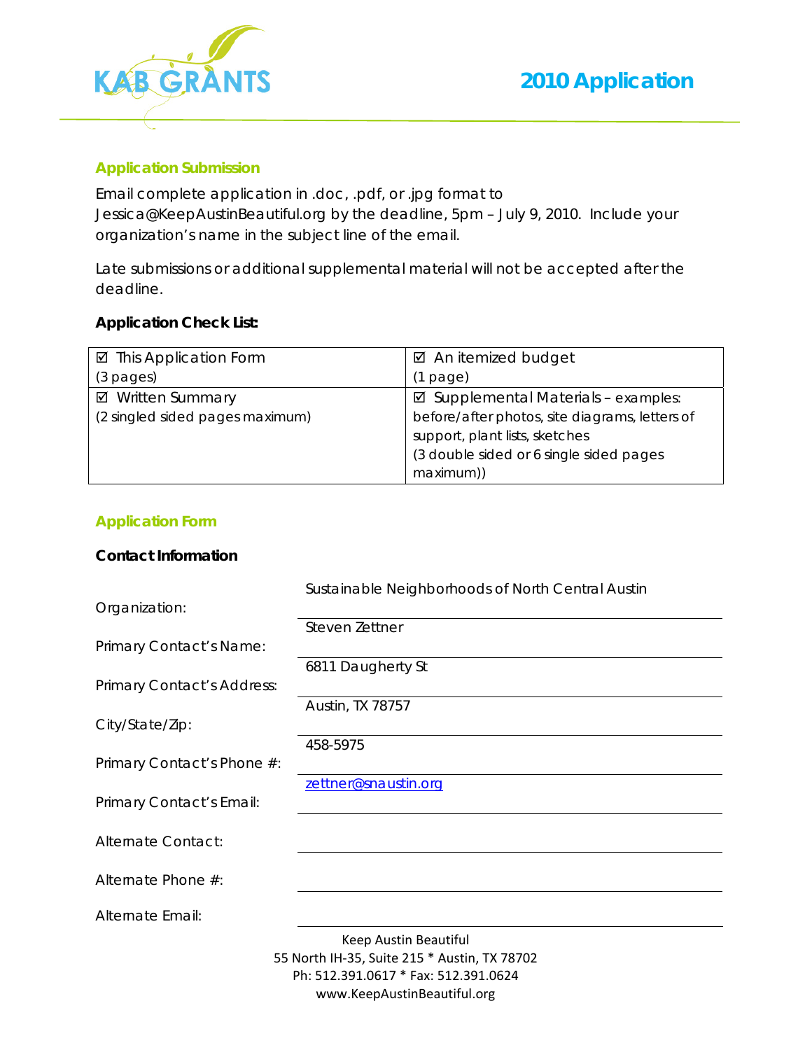# KAB GRANTS

## 2010 Application

### Application Submission

Email complete application in .doc, .pdf, or .jpg format to Jessica@KeepAustinBeautiful.org by the deadline, 5pm – July 9, 2010. Include your organization's name in the subject line of the email.

Late submissions or additional supplemental material will not be accepted after the deadline.

**Application Check List:**

| ☑ This Application Form (3 pages) | ☑ An itemized budget (1 page) |
|---|---|
| ☑ Written Summary (2 singled sided pages maximum) | ☑ Supplemental Materials – examples: before/after photos, site diagrams, letters of support, plant lists, sketches (3 double sided or 6 single sided pages maximum)) |

### Application Form

**Contact Information**

Organization: Sustainable Neighborhoods of North Central Austin

Primary Contact's Name: Steven Zettner

Primary Contact's Address: 6811 Daugherty St

City/State/Zip: Austin, TX 78757

Primary Contact's Phone #: 458-5975

Primary Contact's Email: zettner@snaustin.org

Alternate Contact:

Alternate Phone #:

Alternate Email:

Keep Austin Beautiful
55 North IH-35, Suite 215 * Austin, TX 78702
Ph: 512.391.0617 * Fax: 512.391.0624
www.KeepAustinBeautiful.org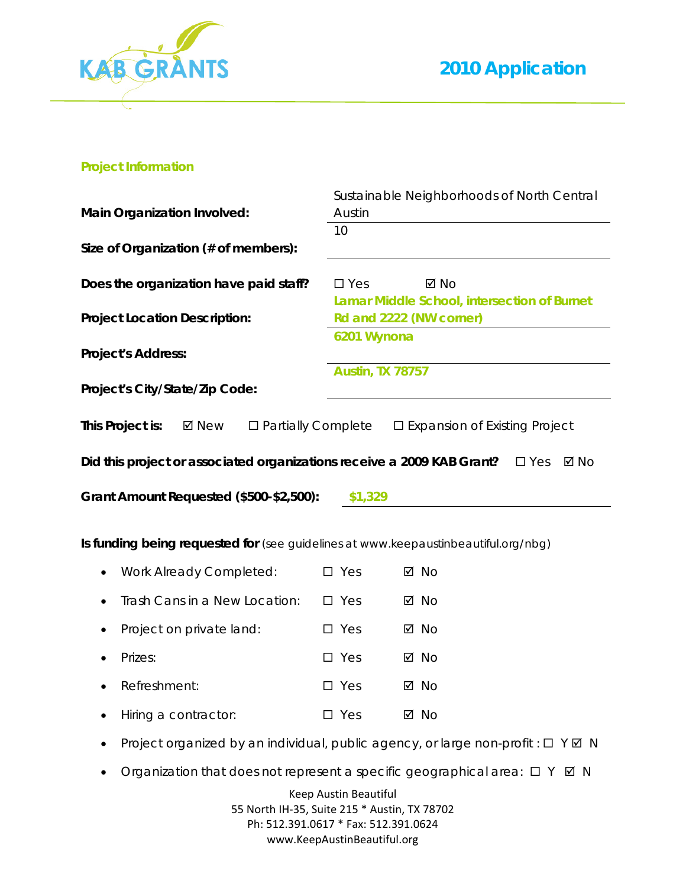KAB GRANTS

# 2010 Application

## Project Information

**Main Organization Involved:** Sustainable Neighborhoods of North Central Austin

**Size of Organization (# of members):** 10

**Does the organization have paid staff?** ☐ Yes ☑ No

**Project Location Description:** **Lamar Middle School, intersection of Burnet Rd and 2222 (NW corner)**

**Project's Address:** **6201 Wynona**

**Project's City/State/Zip Code:** **Austin, TX 78757**

**This Project is:** ☑ New ☐ Partially Complete ☐ Expansion of Existing Project

**Did this project or associated organizations receive a 2009 KAB Grant?** ☐ Yes ☑ No

**Grant Amount Requested ($500-$2,500):** **$1,329**

**Is funding being requested for** (see guidelines at www.keepaustinbeautiful.org/nbg)

- Work Already Completed: ☐ Yes ☑ No
- Trash Cans in a New Location: ☐ Yes ☑ No
- Project on private land: ☐ Yes ☑ No
- Prizes: ☐ Yes ☑ No
- Refreshment: ☐ Yes ☑ No
- Hiring a contractor: ☐ Yes ☑ No
- Project organized by an individual, public agency, or large non-profit : ☐ Y ☑ N
- Organization that does not represent a specific geographical area: ☐ Y ☑ N

Keep Austin Beautiful
55 North IH-35, Suite 215 * Austin, TX 78702
Ph: 512.391.0617 * Fax: 512.391.0624
www.KeepAustinBeautiful.org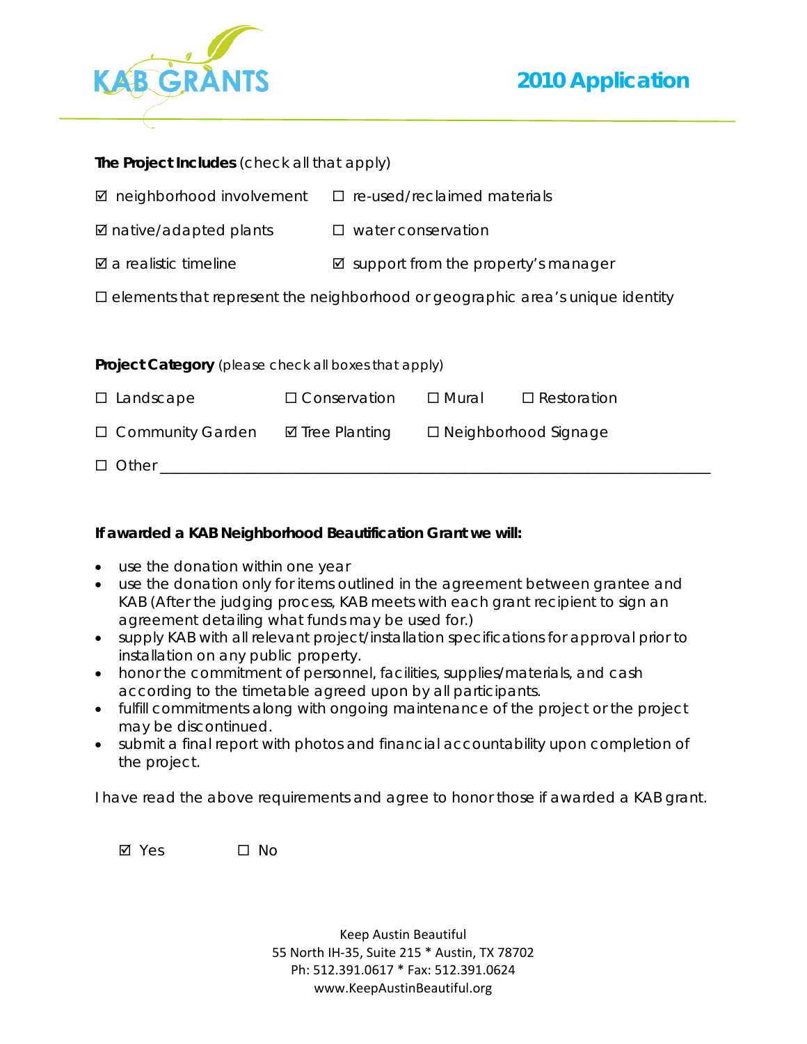**The Project Includes** (check all that apply)

☑ neighborhood involvement ☐ re-used/reclaimed materials

☑ native/adapted plants ☐ water conservation

☑ a realistic timeline ☑ support from the property's manager

☐ elements that represent the neighborhood or geographic area's unique identity

**Project Category** (please check all boxes that apply)

☐ Landscape ☐ Conservation ☐ Mural ☐ Restoration

☐ Community Garden ☑ Tree Planting ☐ Neighborhood Signage

☐ Other \_\_\_\_\_\_\_\_\_\_\_\_\_\_\_\_\_\_\_\_\_\_\_\_\_\_\_\_\_\_\_\_\_\_\_\_\_\_\_\_\_\_\_\_\_\_\_\_

**If awarded a KAB Neighborhood Beautification Grant we will:**

- use the donation within one year
- use the donation only for items outlined in the agreement between grantee and KAB (After the judging process, KAB meets with each grant recipient to sign an agreement detailing what funds may be used for.)
- supply KAB with all relevant project/installation specifications for approval prior to installation on any public property.
- honor the commitment of personnel, facilities, supplies/materials, and cash according to the timetable agreed upon by all participants.
- fulfill commitments along with ongoing maintenance of the project or the project may be discontinued.
- submit a final report with photos and financial accountability upon completion of the project.

I have read the above requirements and agree to honor those if awarded a KAB grant.

☑ Yes ☐ No

Keep Austin Beautiful
55 North IH-35, Suite 215 * Austin, TX 78702
Ph: 512.391.0617 * Fax: 512.391.0624
www.KeepAustinBeautiful.org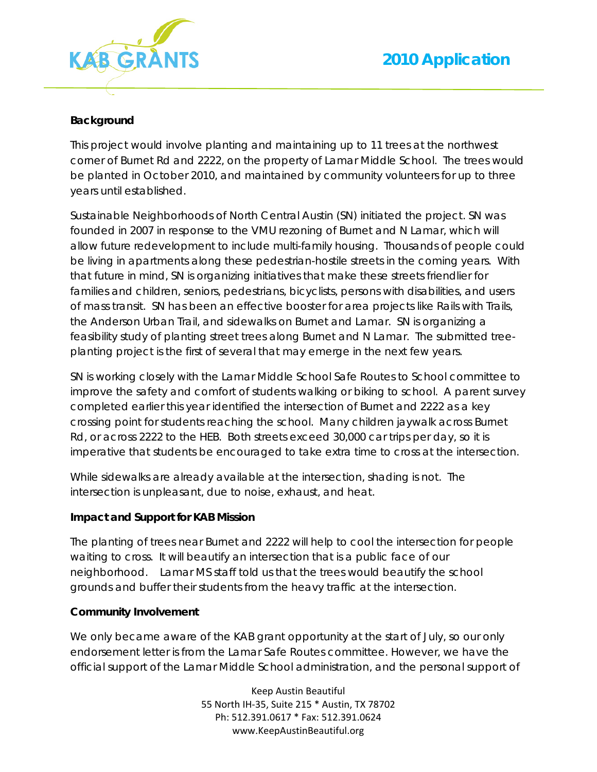**Background**

This project would involve planting and maintaining up to 11 trees at the northwest corner of Burnet Rd and 2222, on the property of Lamar Middle School. The trees would be planted in October 2010, and maintained by community volunteers for up to three years until established.

Sustainable Neighborhoods of North Central Austin (SN) initiated the project. SN was founded in 2007 in response to the VMU rezoning of Burnet and N Lamar, which will allow future redevelopment to include multi-family housing. Thousands of people could be living in apartments along these pedestrian-hostile streets in the coming years. With that future in mind, SN is organizing initiatives that make these streets friendlier for families and children, seniors, pedestrians, bicyclists, persons with disabilities, and users of mass transit. SN has been an effective booster for area projects like Rails with Trails, the Anderson Urban Trail, and sidewalks on Burnet and Lamar. SN is organizing a feasibility study of planting street trees along Burnet and N Lamar. The submitted tree-planting project is the first of several that may emerge in the next few years.

SN is working closely with the Lamar Middle School Safe Routes to School committee to improve the safety and comfort of students walking or biking to school. A parent survey completed earlier this year identified the intersection of Burnet and 2222 as a key crossing point for students reaching the school. Many children jaywalk across Burnet Rd, or across 2222 to the HEB. Both streets exceed 30,000 car trips per day, so it is imperative that students be encouraged to take extra time to cross at the intersection.

While sidewalks are already available at the intersection, shading is not. The intersection is unpleasant, due to noise, exhaust, and heat.

**Impact and Support for KAB Mission**

The planting of trees near Burnet and 2222 will help to cool the intersection for people waiting to cross. It will beautify an intersection that is a public face of our neighborhood. Lamar MS staff told us that the trees would beautify the school grounds and buffer their students from the heavy traffic at the intersection.

**Community Involvement**

We only became aware of the KAB grant opportunity at the start of July, so our only endorsement letter is from the Lamar Safe Routes committee. However, we have the official support of the Lamar Middle School administration, and the personal support of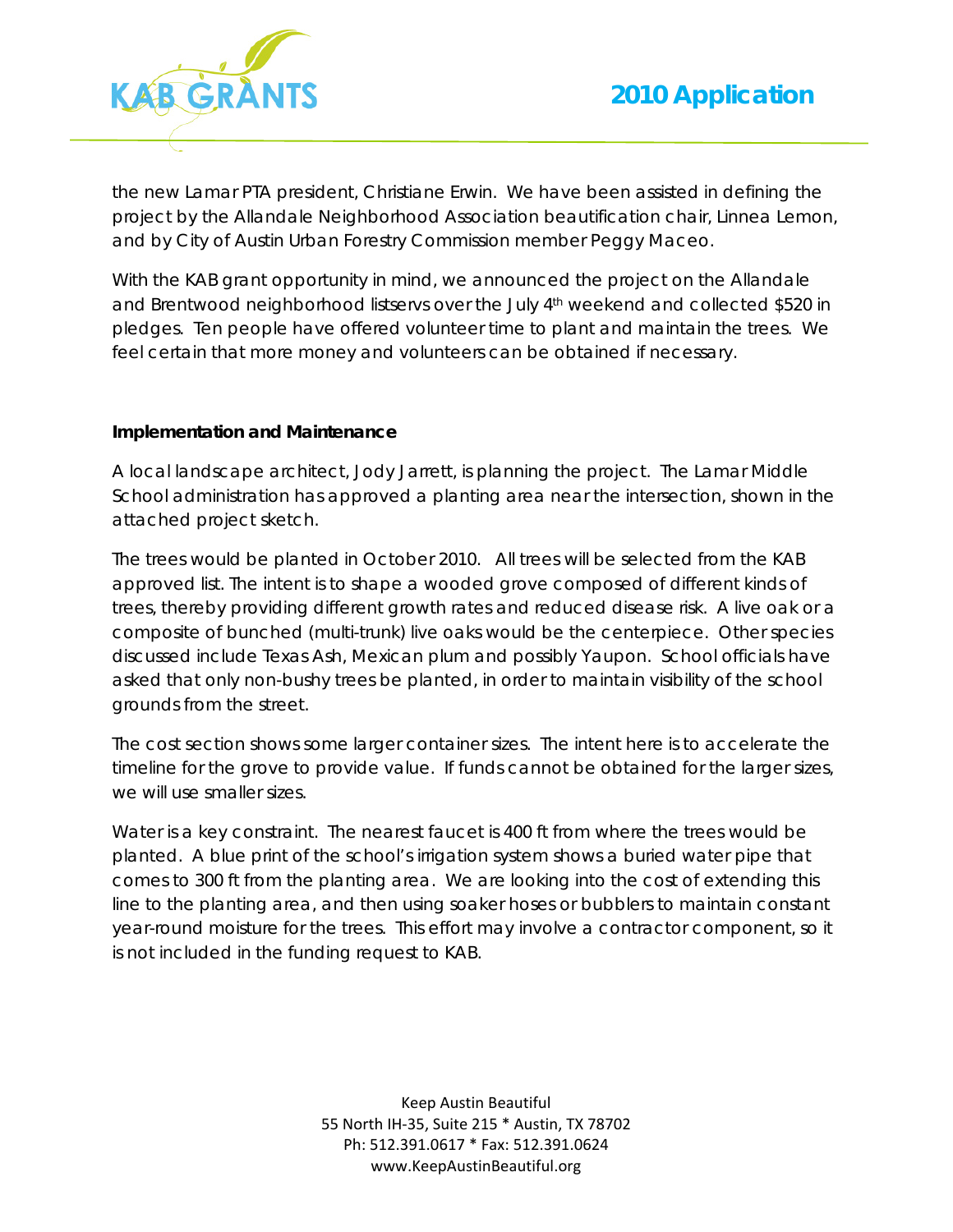the new Lamar PTA president, Christiane Erwin. We have been assisted in defining the project by the Allandale Neighborhood Association beautification chair, Linnea Lemon, and by City of Austin Urban Forestry Commission member Peggy Maceo.

With the KAB grant opportunity in mind, we announced the project on the Allandale and Brentwood neighborhood listservs over the July 4th weekend and collected $520 in pledges. Ten people have offered volunteer time to plant and maintain the trees. We feel certain that more money and volunteers can be obtained if necessary.

**Implementation and Maintenance**

A local landscape architect, Jody Jarrett, is planning the project. The Lamar Middle School administration has approved a planting area near the intersection, shown in the attached project sketch.

The trees would be planted in October 2010. All trees will be selected from the KAB approved list. The intent is to shape a wooded grove composed of different kinds of trees, thereby providing different growth rates and reduced disease risk. A live oak or a composite of bunched (multi-trunk) live oaks would be the centerpiece. Other species discussed include Texas Ash, Mexican plum and possibly Yaupon. School officials have asked that only non-bushy trees be planted, in order to maintain visibility of the school grounds from the street.

The cost section shows some larger container sizes. The intent here is to accelerate the timeline for the grove to provide value. If funds cannot be obtained for the larger sizes, we will use smaller sizes.

Water is a key constraint. The nearest faucet is 400 ft from where the trees would be planted. A blue print of the school's irrigation system shows a buried water pipe that comes to 300 ft from the planting area. We are looking into the cost of extending this line to the planting area, and then using soaker hoses or bubblers to maintain constant year-round moisture for the trees. This effort may involve a contractor component, so it is not included in the funding request to KAB.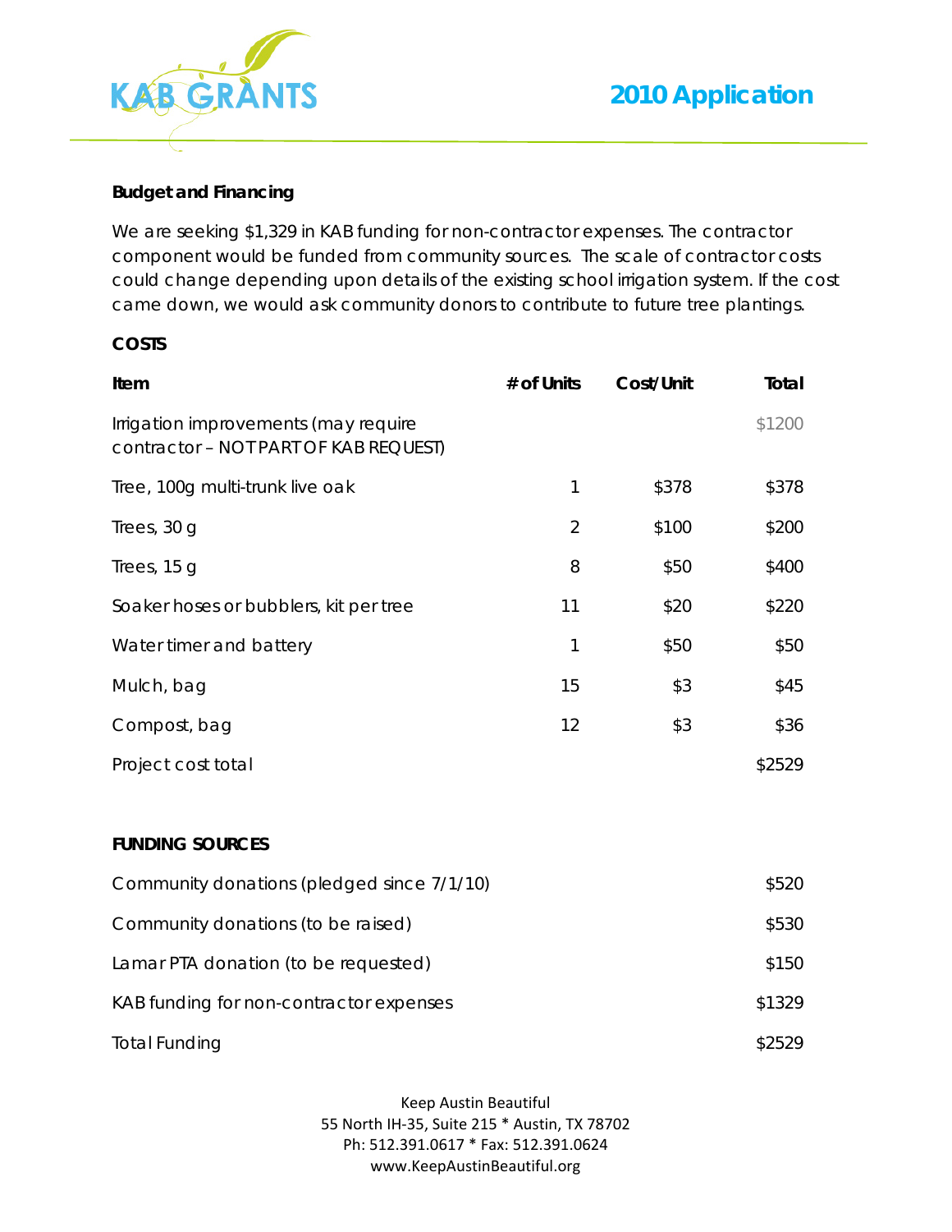**Budget and Financing**

We are seeking $1,329 in KAB funding for non-contractor expenses. The contractor component would be funded from community sources. The scale of contractor costs could change depending upon details of the existing school irrigation system. If the cost came down, we would ask community donors to contribute to future tree plantings.

**COSTS**

| Item | # of Units | Cost/Unit | Total |
|---|---|---|---|
| Irrigation improvements (may require contractor – NOT PART OF KAB REQUEST) | | | $1200 |
| Tree, 100g multi-trunk live oak | 1 | $378 | $378 |
| Trees, 30 g | 2 | $100 | $200 |
| Trees, 15 g | 8 | $50 | $400 |
| Soaker hoses or bubblers, kit per tree | 11 | $20 | $220 |
| Water timer and battery | 1 | $50 | $50 |
| Mulch, bag | 15 | $3 | $45 |
| Compost, bag | 12 | $3 | $36 |
| Project cost total | | | $2529 |

**FUNDING SOURCES**

| | |
|---|---|
| Community donations (pledged since 7/1/10) | $520 |
| Community donations (to be raised) | $530 |
| Lamar PTA donation (to be requested) | $150 |
| KAB funding for non-contractor expenses | $1329 |
| Total Funding | $2529 |

Keep Austin Beautiful
55 North IH-35, Suite 215 * Austin, TX 78702
Ph: 512.391.0617 * Fax: 512.391.0624
www.KeepAustinBeautiful.org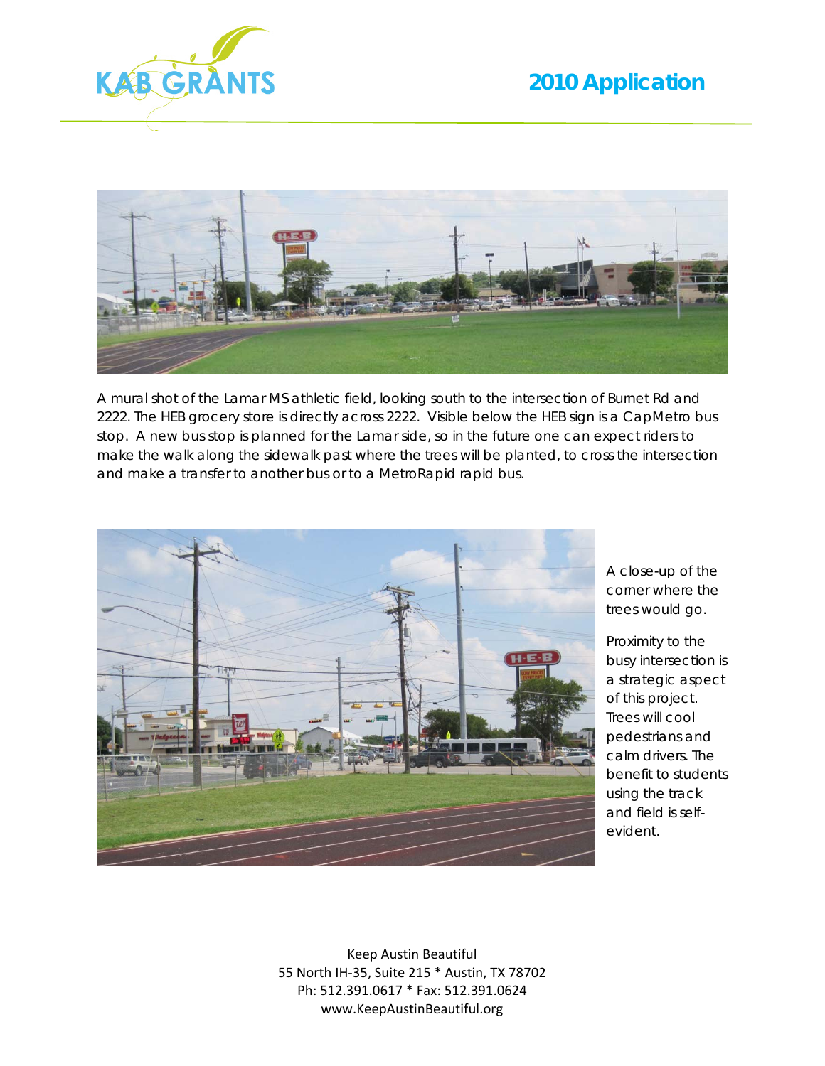KAB GRANTS

**2010 Application**

A mural shot of the Lamar MS athletic field, looking south to the intersection of Burnet Rd and 2222. The HEB grocery store is directly across 2222. Visible below the HEB sign is a CapMetro bus stop. A new bus stop is planned for the Lamar side, so in the future one can expect riders to make the walk along the sidewalk past where the trees will be planted, to cross the intersection and make a transfer to another bus or to a MetroRapid rapid bus.

A close-up of the corner where the trees would go.

Proximity to the busy intersection is a strategic aspect of this project. Trees will cool pedestrians and calm drivers. The benefit to students using the track and field is self-evident.

Keep Austin Beautiful
55 North IH-35, Suite 215 * Austin, TX 78702
Ph: 512.391.0617 * Fax: 512.391.0624
www.KeepAustinBeautiful.org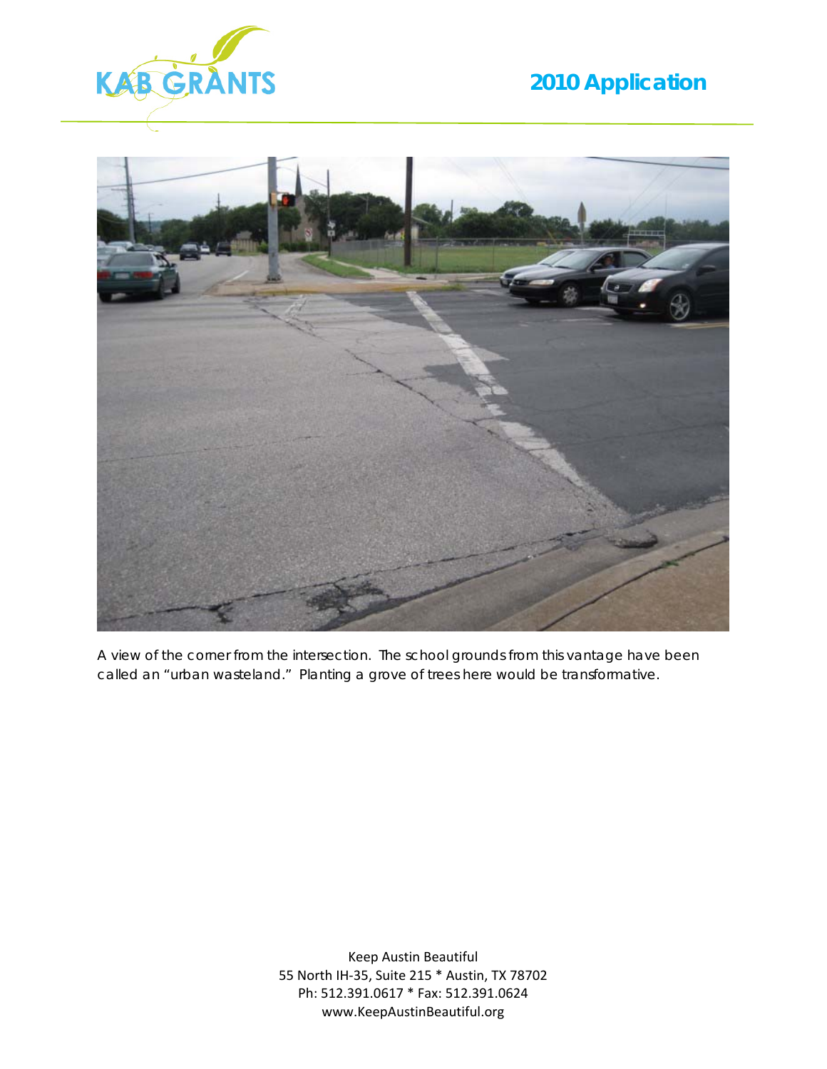A view of the corner from the intersection. The school grounds from this vantage have been called an "urban wasteland." Planting a grove of trees here would be transformative.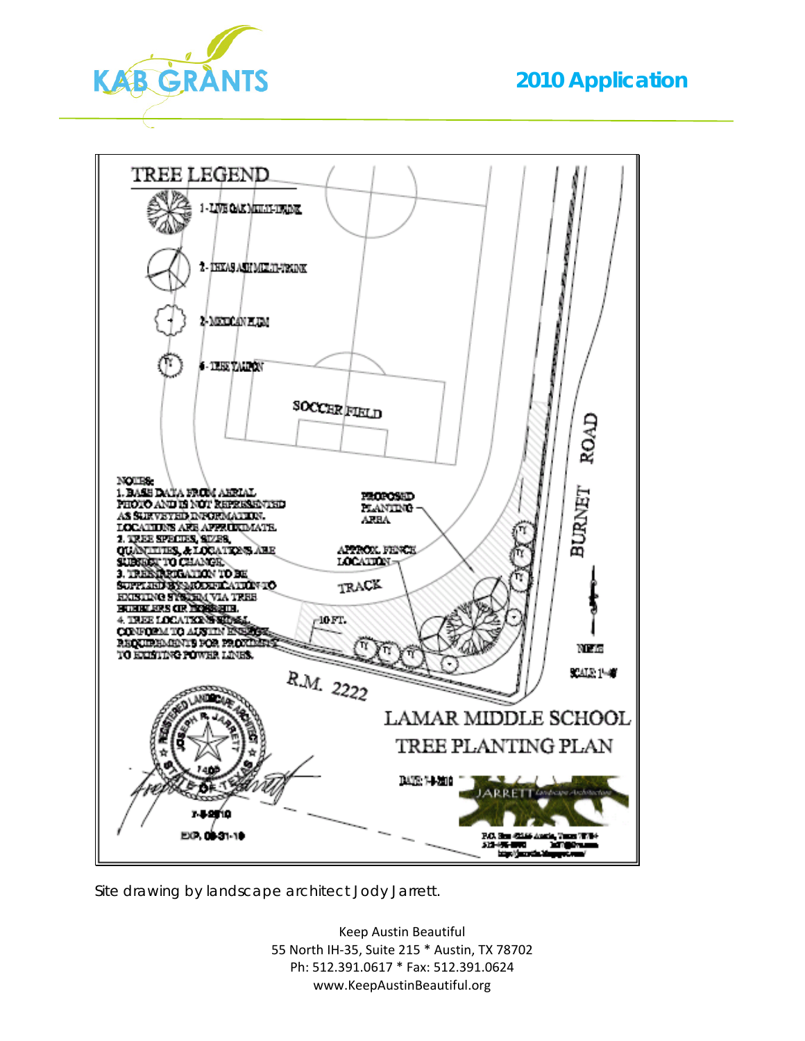# 2010 Application

TREE LEGEND

1 - LIVE OAK MULTI-TRUNK

2 - TEXAS ASH MULTI-TRUNK

2 - MEXICAN PLUM

6 - TREE YAUPON

SOCCER FIELD

NOTES:
1. BASE DATA FROM AERIAL PHOTO AND IS NOT REPRESENTED AS SURVEYED INFORMATION. LOCATIONS ARE APPROXIMATE.
2. TREE SPECIES, SIZES, QUANTITIES, & LOCATIONS ARE SUBJECT TO CHANGE.
3. TREE IRRIGATION TO BE SUPPLIED BY MODIFICATION TO EXISTING SYSTEM VIA TREE BUBBLERS OR POSSIBLE.
4. TREE LOCATIONS SHALL CONFORM TO AUSTIN ENERGY REQUIREMENTS FOR PROXIMITY TO EXISTING POWER LINES.

PROPOSED PLANTING AREA

APPROX. FENCE LOCATION

TRACK

10 FT.

BURNET ROAD

R.M. 2222

NORTH

SCALE: 1"=40'

LAMAR MIDDLE SCHOOL
TREE PLANTING PLAN

DATE: 7-8-2010

JARRETT Landscape Architecture

Site drawing by landscape architect Jody Jarrett.

Keep Austin Beautiful
55 North IH-35, Suite 215 * Austin, TX 78702
Ph: 512.391.0617 * Fax: 512.391.0624
www.KeepAustinBeautiful.org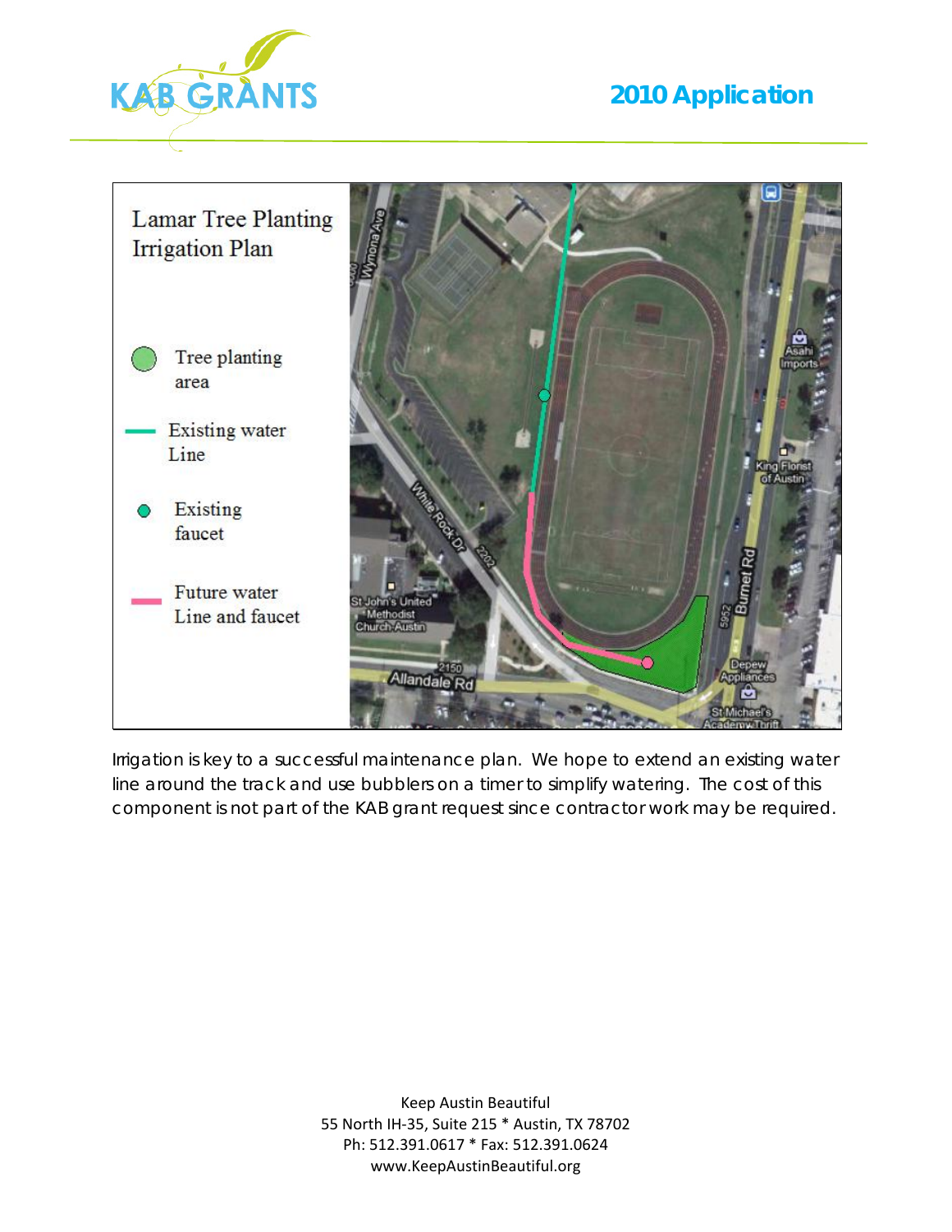Lamar Tree Planting Irrigation Plan

Tree planting area

Existing water Line

Existing faucet

Future water Line and faucet

Wynona Ave

White Rock Dr

2202

St John's United Methodist Church Austin

2150

Allandale Rd

Burnet Rd

5952

Asahi Imports

King Florist of Austin

Depew Appliances

St Michael's Academy Thrift

Irrigation is key to a successful maintenance plan. We hope to extend an existing water line around the track and use bubblers on a timer to simplify watering. The cost of this component is not part of the KAB grant request since contractor work may be required.